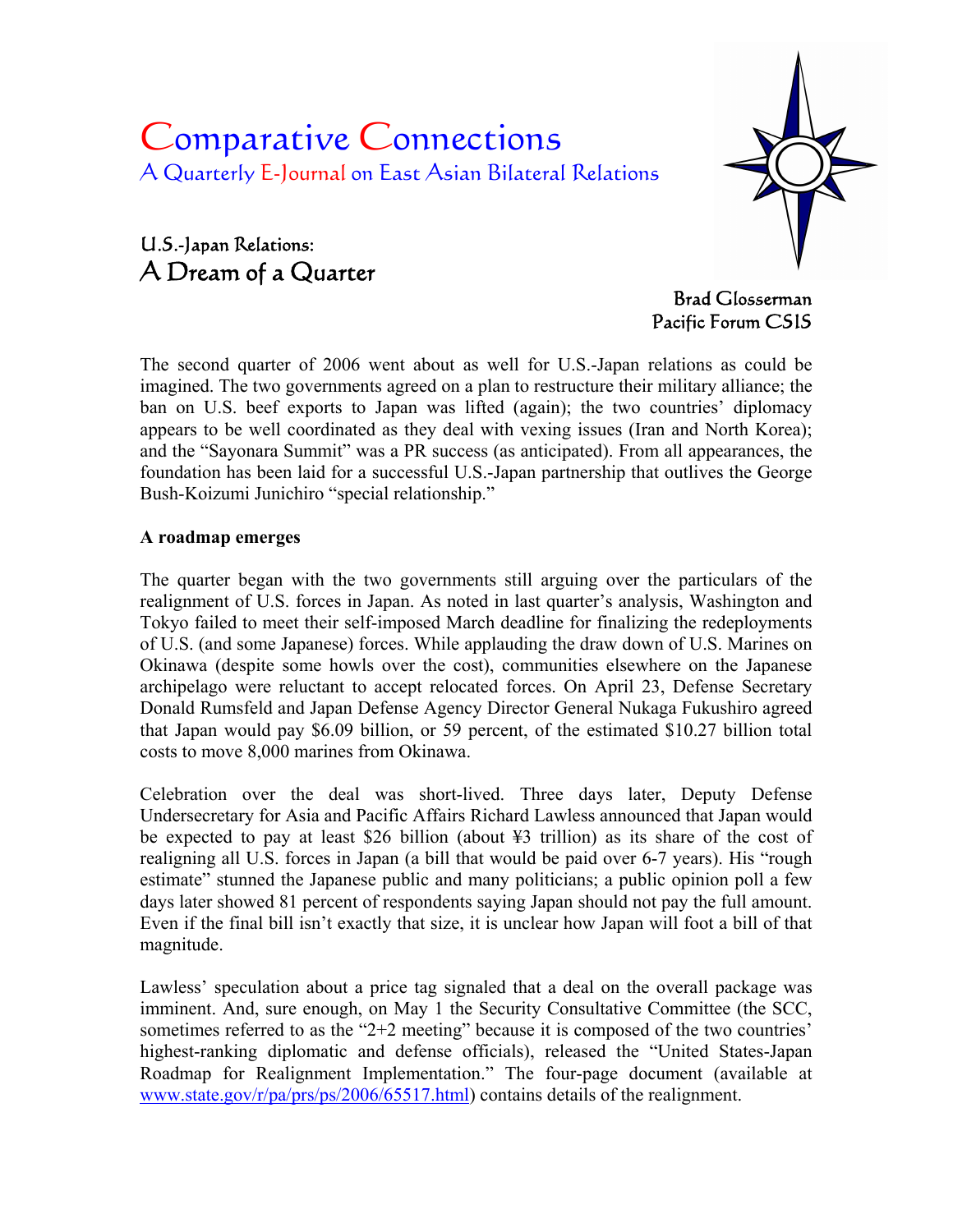# Comparative Connections

A Quarterly E-Journal on East Asian Bilateral Relations

## U.S.-Japan Relations:
## A Dream of a Quarter

Brad Glosserman
Pacific Forum CSIS

The second quarter of 2006 went about as well for U.S.-Japan relations as could be imagined. The two governments agreed on a plan to restructure their military alliance; the ban on U.S. beef exports to Japan was lifted (again); the two countries' diplomacy appears to be well coordinated as they deal with vexing issues (Iran and North Korea); and the "Sayonara Summit" was a PR success (as anticipated). From all appearances, the foundation has been laid for a successful U.S.-Japan partnership that outlives the George Bush-Koizumi Junichiro "special relationship."

**A roadmap emerges**

The quarter began with the two governments still arguing over the particulars of the realignment of U.S. forces in Japan. As noted in last quarter's analysis, Washington and Tokyo failed to meet their self-imposed March deadline for finalizing the redeployments of U.S. (and some Japanese) forces. While applauding the draw down of U.S. Marines on Okinawa (despite some howls over the cost), communities elsewhere on the Japanese archipelago were reluctant to accept relocated forces. On April 23, Defense Secretary Donald Rumsfeld and Japan Defense Agency Director General Nukaga Fukushiro agreed that Japan would pay $6.09 billion, or 59 percent, of the estimated $10.27 billion total costs to move 8,000 marines from Okinawa.

Celebration over the deal was short-lived. Three days later, Deputy Defense Undersecretary for Asia and Pacific Affairs Richard Lawless announced that Japan would be expected to pay at least $26 billion (about ¥3 trillion) as its share of the cost of realigning all U.S. forces in Japan (a bill that would be paid over 6-7 years). His "rough estimate" stunned the Japanese public and many politicians; a public opinion poll a few days later showed 81 percent of respondents saying Japan should not pay the full amount. Even if the final bill isn't exactly that size, it is unclear how Japan will foot a bill of that magnitude.

Lawless' speculation about a price tag signaled that a deal on the overall package was imminent. And, sure enough, on May 1 the Security Consultative Committee (the SCC, sometimes referred to as the "2+2 meeting" because it is composed of the two countries' highest-ranking diplomatic and defense officials), released the "United States-Japan Roadmap for Realignment Implementation." The four-page document (available at www.state.gov/r/pa/prs/ps/2006/65517.html) contains details of the realignment.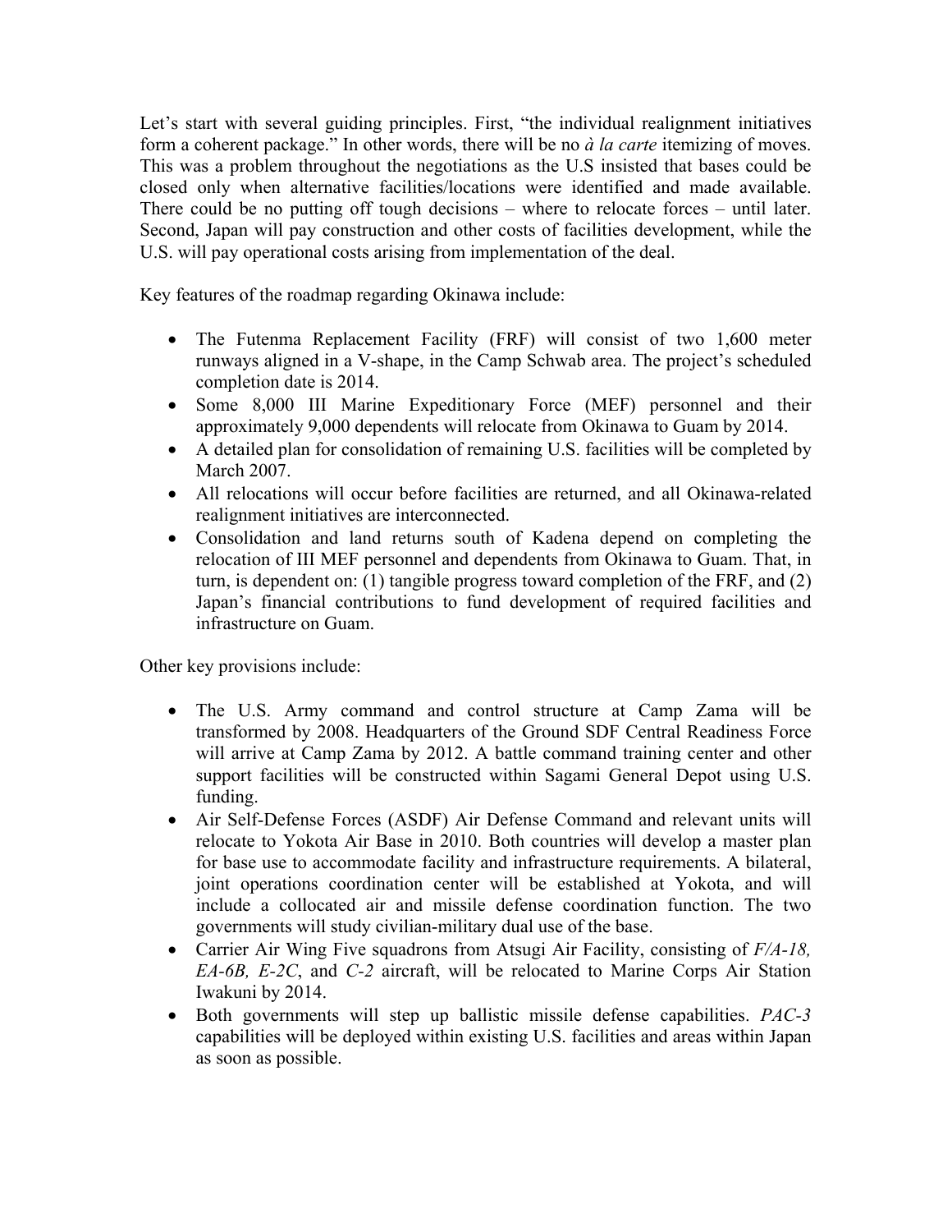Let's start with several guiding principles. First, "the individual realignment initiatives form a coherent package." In other words, there will be no *à la carte* itemizing of moves. This was a problem throughout the negotiations as the U.S insisted that bases could be closed only when alternative facilities/locations were identified and made available. There could be no putting off tough decisions – where to relocate forces – until later. Second, Japan will pay construction and other costs of facilities development, while the U.S. will pay operational costs arising from implementation of the deal.

Key features of the roadmap regarding Okinawa include:

- The Futenma Replacement Facility (FRF) will consist of two 1,600 meter runways aligned in a V-shape, in the Camp Schwab area. The project's scheduled completion date is 2014.
- Some 8,000 III Marine Expeditionary Force (MEF) personnel and their approximately 9,000 dependents will relocate from Okinawa to Guam by 2014.
- A detailed plan for consolidation of remaining U.S. facilities will be completed by March 2007.
- All relocations will occur before facilities are returned, and all Okinawa-related realignment initiatives are interconnected.
- Consolidation and land returns south of Kadena depend on completing the relocation of III MEF personnel and dependents from Okinawa to Guam. That, in turn, is dependent on: (1) tangible progress toward completion of the FRF, and (2) Japan's financial contributions to fund development of required facilities and infrastructure on Guam.

Other key provisions include:

- The U.S. Army command and control structure at Camp Zama will be transformed by 2008. Headquarters of the Ground SDF Central Readiness Force will arrive at Camp Zama by 2012. A battle command training center and other support facilities will be constructed within Sagami General Depot using U.S. funding.
- Air Self-Defense Forces (ASDF) Air Defense Command and relevant units will relocate to Yokota Air Base in 2010. Both countries will develop a master plan for base use to accommodate facility and infrastructure requirements. A bilateral, joint operations coordination center will be established at Yokota, and will include a collocated air and missile defense coordination function. The two governments will study civilian-military dual use of the base.
- Carrier Air Wing Five squadrons from Atsugi Air Facility, consisting of *F/A-18, EA-6B, E-2C*, and *C-2* aircraft, will be relocated to Marine Corps Air Station Iwakuni by 2014.
- Both governments will step up ballistic missile defense capabilities. *PAC-3* capabilities will be deployed within existing U.S. facilities and areas within Japan as soon as possible.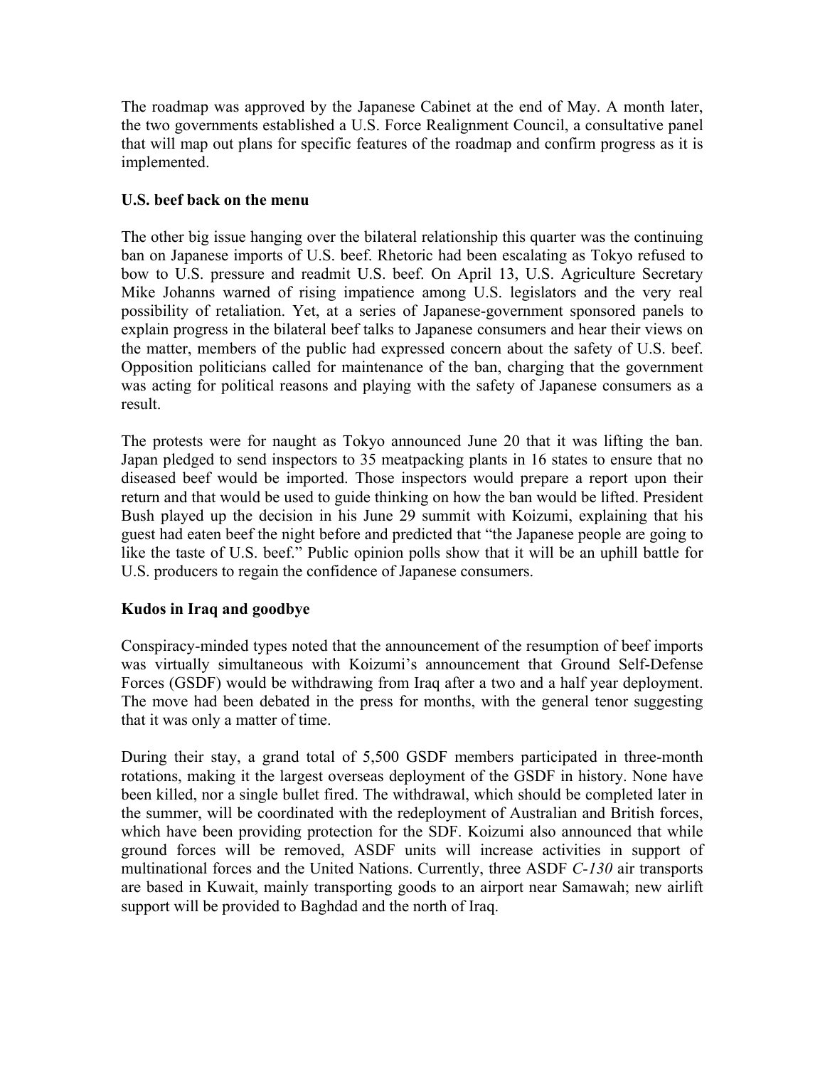The roadmap was approved by the Japanese Cabinet at the end of May. A month later, the two governments established a U.S. Force Realignment Council, a consultative panel that will map out plans for specific features of the roadmap and confirm progress as it is implemented.

**U.S. beef back on the menu**

The other big issue hanging over the bilateral relationship this quarter was the continuing ban on Japanese imports of U.S. beef. Rhetoric had been escalating as Tokyo refused to bow to U.S. pressure and readmit U.S. beef. On April 13, U.S. Agriculture Secretary Mike Johanns warned of rising impatience among U.S. legislators and the very real possibility of retaliation. Yet, at a series of Japanese-government sponsored panels to explain progress in the bilateral beef talks to Japanese consumers and hear their views on the matter, members of the public had expressed concern about the safety of U.S. beef. Opposition politicians called for maintenance of the ban, charging that the government was acting for political reasons and playing with the safety of Japanese consumers as a result.

The protests were for naught as Tokyo announced June 20 that it was lifting the ban. Japan pledged to send inspectors to 35 meatpacking plants in 16 states to ensure that no diseased beef would be imported. Those inspectors would prepare a report upon their return and that would be used to guide thinking on how the ban would be lifted. President Bush played up the decision in his June 29 summit with Koizumi, explaining that his guest had eaten beef the night before and predicted that "the Japanese people are going to like the taste of U.S. beef." Public opinion polls show that it will be an uphill battle for U.S. producers to regain the confidence of Japanese consumers.

**Kudos in Iraq and goodbye**

Conspiracy-minded types noted that the announcement of the resumption of beef imports was virtually simultaneous with Koizumi's announcement that Ground Self-Defense Forces (GSDF) would be withdrawing from Iraq after a two and a half year deployment. The move had been debated in the press for months, with the general tenor suggesting that it was only a matter of time.

During their stay, a grand total of 5,500 GSDF members participated in three-month rotations, making it the largest overseas deployment of the GSDF in history. None have been killed, nor a single bullet fired. The withdrawal, which should be completed later in the summer, will be coordinated with the redeployment of Australian and British forces, which have been providing protection for the SDF. Koizumi also announced that while ground forces will be removed, ASDF units will increase activities in support of multinational forces and the United Nations. Currently, three ASDF *C-130* air transports are based in Kuwait, mainly transporting goods to an airport near Samawah; new airlift support will be provided to Baghdad and the north of Iraq.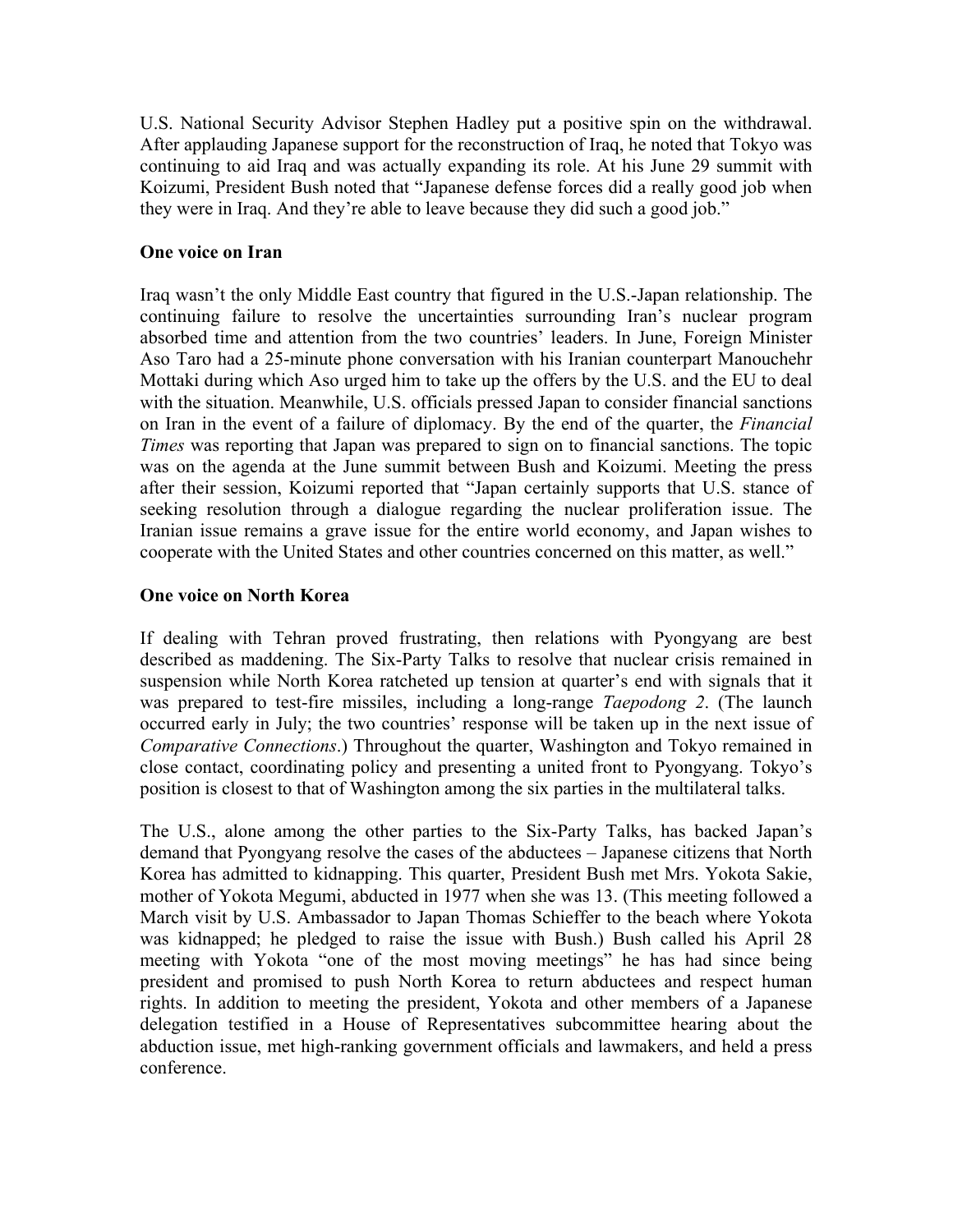U.S. National Security Advisor Stephen Hadley put a positive spin on the withdrawal. After applauding Japanese support for the reconstruction of Iraq, he noted that Tokyo was continuing to aid Iraq and was actually expanding its role. At his June 29 summit with Koizumi, President Bush noted that "Japanese defense forces did a really good job when they were in Iraq. And they're able to leave because they did such a good job."

**One voice on Iran**

Iraq wasn't the only Middle East country that figured in the U.S.-Japan relationship. The continuing failure to resolve the uncertainties surrounding Iran's nuclear program absorbed time and attention from the two countries' leaders. In June, Foreign Minister Aso Taro had a 25-minute phone conversation with his Iranian counterpart Manouchehr Mottaki during which Aso urged him to take up the offers by the U.S. and the EU to deal with the situation. Meanwhile, U.S. officials pressed Japan to consider financial sanctions on Iran in the event of a failure of diplomacy. By the end of the quarter, the *Financial Times* was reporting that Japan was prepared to sign on to financial sanctions. The topic was on the agenda at the June summit between Bush and Koizumi. Meeting the press after their session, Koizumi reported that "Japan certainly supports that U.S. stance of seeking resolution through a dialogue regarding the nuclear proliferation issue. The Iranian issue remains a grave issue for the entire world economy, and Japan wishes to cooperate with the United States and other countries concerned on this matter, as well."

**One voice on North Korea**

If dealing with Tehran proved frustrating, then relations with Pyongyang are best described as maddening. The Six-Party Talks to resolve that nuclear crisis remained in suspension while North Korea ratcheted up tension at quarter's end with signals that it was prepared to test-fire missiles, including a long-range *Taepodong 2*. (The launch occurred early in July; the two countries' response will be taken up in the next issue of *Comparative Connections*.) Throughout the quarter, Washington and Tokyo remained in close contact, coordinating policy and presenting a united front to Pyongyang. Tokyo's position is closest to that of Washington among the six parties in the multilateral talks.

The U.S., alone among the other parties to the Six-Party Talks, has backed Japan's demand that Pyongyang resolve the cases of the abductees – Japanese citizens that North Korea has admitted to kidnapping. This quarter, President Bush met Mrs. Yokota Sakie, mother of Yokota Megumi, abducted in 1977 when she was 13. (This meeting followed a March visit by U.S. Ambassador to Japan Thomas Schieffer to the beach where Yokota was kidnapped; he pledged to raise the issue with Bush.) Bush called his April 28 meeting with Yokota "one of the most moving meetings" he has had since being president and promised to push North Korea to return abductees and respect human rights. In addition to meeting the president, Yokota and other members of a Japanese delegation testified in a House of Representatives subcommittee hearing about the abduction issue, met high-ranking government officials and lawmakers, and held a press conference.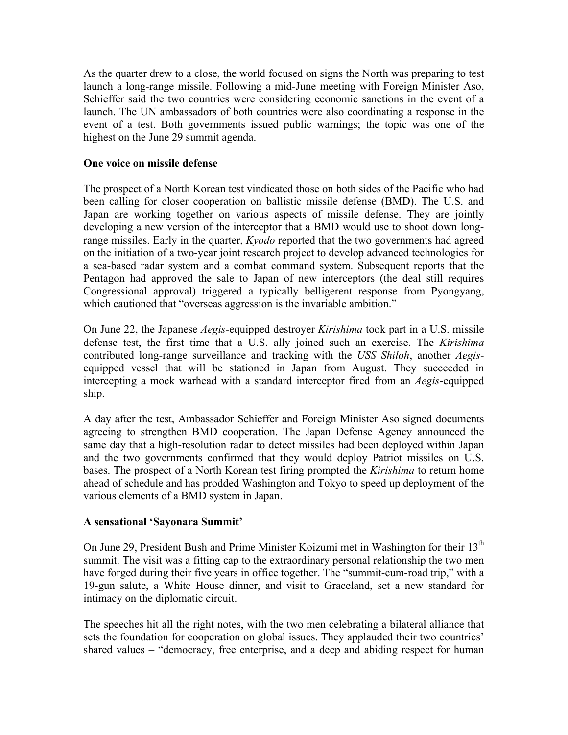As the quarter drew to a close, the world focused on signs the North was preparing to test launch a long-range missile. Following a mid-June meeting with Foreign Minister Aso, Schieffer said the two countries were considering economic sanctions in the event of a launch. The UN ambassadors of both countries were also coordinating a response in the event of a test. Both governments issued public warnings; the topic was one of the highest on the June 29 summit agenda.

**One voice on missile defense**

The prospect of a North Korean test vindicated those on both sides of the Pacific who had been calling for closer cooperation on ballistic missile defense (BMD). The U.S. and Japan are working together on various aspects of missile defense. They are jointly developing a new version of the interceptor that a BMD would use to shoot down long-range missiles. Early in the quarter, *Kyodo* reported that the two governments had agreed on the initiation of a two-year joint research project to develop advanced technologies for a sea-based radar system and a combat command system. Subsequent reports that the Pentagon had approved the sale to Japan of new interceptors (the deal still requires Congressional approval) triggered a typically belligerent response from Pyongyang, which cautioned that "overseas aggression is the invariable ambition."

On June 22, the Japanese *Aegis*-equipped destroyer *Kirishima* took part in a U.S. missile defense test, the first time that a U.S. ally joined such an exercise. The *Kirishima* contributed long-range surveillance and tracking with the *USS Shiloh*, another *Aegis*-equipped vessel that will be stationed in Japan from August. They succeeded in intercepting a mock warhead with a standard interceptor fired from an *Aegis*-equipped ship.

A day after the test, Ambassador Schieffer and Foreign Minister Aso signed documents agreeing to strengthen BMD cooperation. The Japan Defense Agency announced the same day that a high-resolution radar to detect missiles had been deployed within Japan and the two governments confirmed that they would deploy Patriot missiles on U.S. bases. The prospect of a North Korean test firing prompted the *Kirishima* to return home ahead of schedule and has prodded Washington and Tokyo to speed up deployment of the various elements of a BMD system in Japan.

**A sensational 'Sayonara Summit'**

On June 29, President Bush and Prime Minister Koizumi met in Washington for their 13th summit. The visit was a fitting cap to the extraordinary personal relationship the two men have forged during their five years in office together. The "summit-cum-road trip," with a 19-gun salute, a White House dinner, and visit to Graceland, set a new standard for intimacy on the diplomatic circuit.

The speeches hit all the right notes, with the two men celebrating a bilateral alliance that sets the foundation for cooperation on global issues. They applauded their two countries' shared values – "democracy, free enterprise, and a deep and abiding respect for human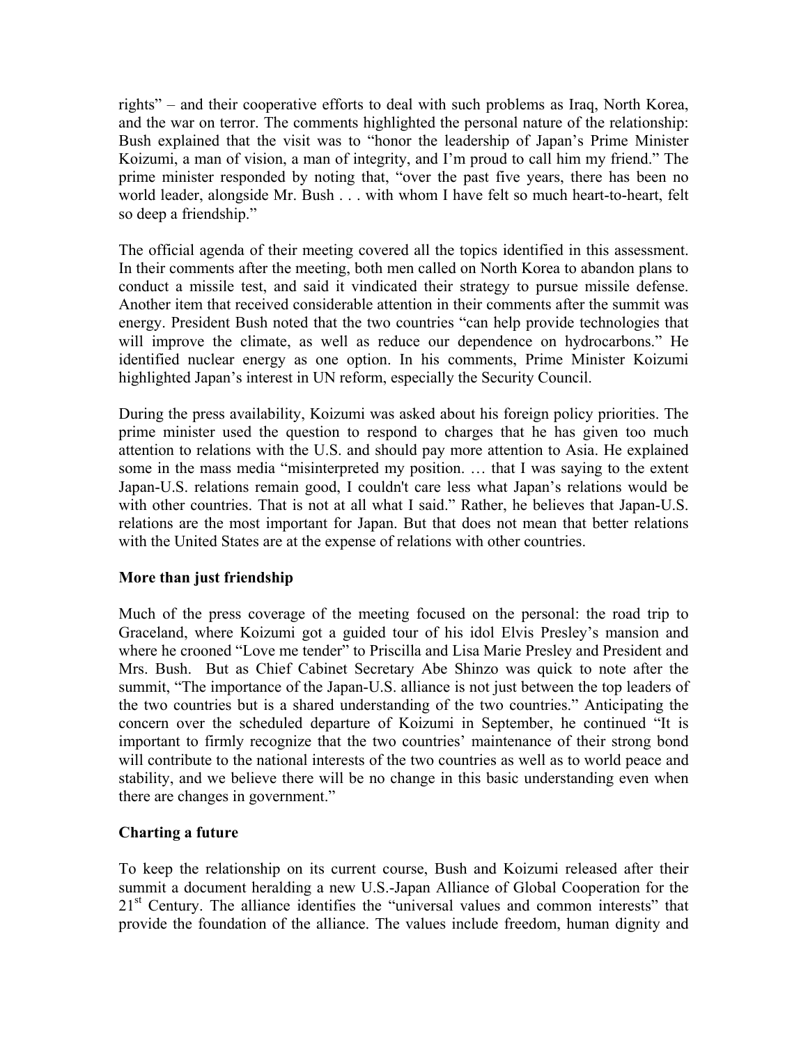rights" – and their cooperative efforts to deal with such problems as Iraq, North Korea, and the war on terror. The comments highlighted the personal nature of the relationship: Bush explained that the visit was to "honor the leadership of Japan's Prime Minister Koizumi, a man of vision, a man of integrity, and I'm proud to call him my friend." The prime minister responded by noting that, "over the past five years, there has been no world leader, alongside Mr. Bush . . . with whom I have felt so much heart-to-heart, felt so deep a friendship."

The official agenda of their meeting covered all the topics identified in this assessment. In their comments after the meeting, both men called on North Korea to abandon plans to conduct a missile test, and said it vindicated their strategy to pursue missile defense. Another item that received considerable attention in their comments after the summit was energy. President Bush noted that the two countries "can help provide technologies that will improve the climate, as well as reduce our dependence on hydrocarbons." He identified nuclear energy as one option. In his comments, Prime Minister Koizumi highlighted Japan's interest in UN reform, especially the Security Council.

During the press availability, Koizumi was asked about his foreign policy priorities. The prime minister used the question to respond to charges that he has given too much attention to relations with the U.S. and should pay more attention to Asia. He explained some in the mass media "misinterpreted my position. … that I was saying to the extent Japan-U.S. relations remain good, I couldn't care less what Japan's relations would be with other countries. That is not at all what I said." Rather, he believes that Japan-U.S. relations are the most important for Japan. But that does not mean that better relations with the United States are at the expense of relations with other countries.

### More than just friendship

Much of the press coverage of the meeting focused on the personal: the road trip to Graceland, where Koizumi got a guided tour of his idol Elvis Presley's mansion and where he crooned "Love me tender" to Priscilla and Lisa Marie Presley and President and Mrs. Bush. But as Chief Cabinet Secretary Abe Shinzo was quick to note after the summit, "The importance of the Japan-U.S. alliance is not just between the top leaders of the two countries but is a shared understanding of the two countries." Anticipating the concern over the scheduled departure of Koizumi in September, he continued "It is important to firmly recognize that the two countries' maintenance of their strong bond will contribute to the national interests of the two countries as well as to world peace and stability, and we believe there will be no change in this basic understanding even when there are changes in government."

### Charting a future

To keep the relationship on its current course, Bush and Koizumi released after their summit a document heralding a new U.S.-Japan Alliance of Global Cooperation for the 21st Century. The alliance identifies the "universal values and common interests" that provide the foundation of the alliance. The values include freedom, human dignity and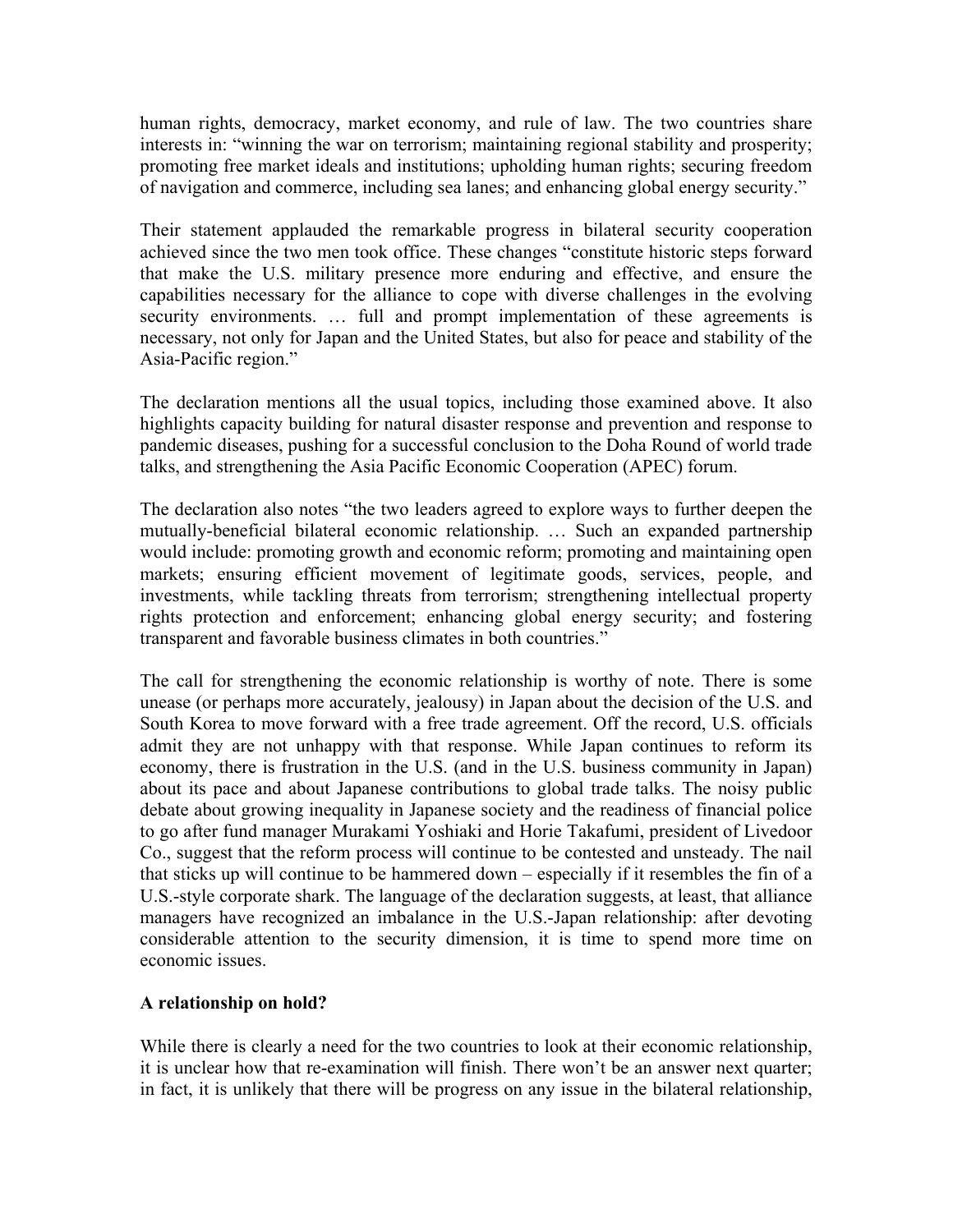human rights, democracy, market economy, and rule of law. The two countries share interests in: "winning the war on terrorism; maintaining regional stability and prosperity; promoting free market ideals and institutions; upholding human rights; securing freedom of navigation and commerce, including sea lanes; and enhancing global energy security."

Their statement applauded the remarkable progress in bilateral security cooperation achieved since the two men took office. These changes "constitute historic steps forward that make the U.S. military presence more enduring and effective, and ensure the capabilities necessary for the alliance to cope with diverse challenges in the evolving security environments. … full and prompt implementation of these agreements is necessary, not only for Japan and the United States, but also for peace and stability of the Asia-Pacific region."

The declaration mentions all the usual topics, including those examined above. It also highlights capacity building for natural disaster response and prevention and response to pandemic diseases, pushing for a successful conclusion to the Doha Round of world trade talks, and strengthening the Asia Pacific Economic Cooperation (APEC) forum.

The declaration also notes "the two leaders agreed to explore ways to further deepen the mutually-beneficial bilateral economic relationship. … Such an expanded partnership would include: promoting growth and economic reform; promoting and maintaining open markets; ensuring efficient movement of legitimate goods, services, people, and investments, while tackling threats from terrorism; strengthening intellectual property rights protection and enforcement; enhancing global energy security; and fostering transparent and favorable business climates in both countries."

The call for strengthening the economic relationship is worthy of note. There is some unease (or perhaps more accurately, jealousy) in Japan about the decision of the U.S. and South Korea to move forward with a free trade agreement. Off the record, U.S. officials admit they are not unhappy with that response. While Japan continues to reform its economy, there is frustration in the U.S. (and in the U.S. business community in Japan) about its pace and about Japanese contributions to global trade talks. The noisy public debate about growing inequality in Japanese society and the readiness of financial police to go after fund manager Murakami Yoshiaki and Horie Takafumi, president of Livedoor Co., suggest that the reform process will continue to be contested and unsteady. The nail that sticks up will continue to be hammered down – especially if it resembles the fin of a U.S.-style corporate shark. The language of the declaration suggests, at least, that alliance managers have recognized an imbalance in the U.S.-Japan relationship: after devoting considerable attention to the security dimension, it is time to spend more time on economic issues.

**A relationship on hold?**

While there is clearly a need for the two countries to look at their economic relationship, it is unclear how that re-examination will finish. There won't be an answer next quarter; in fact, it is unlikely that there will be progress on any issue in the bilateral relationship,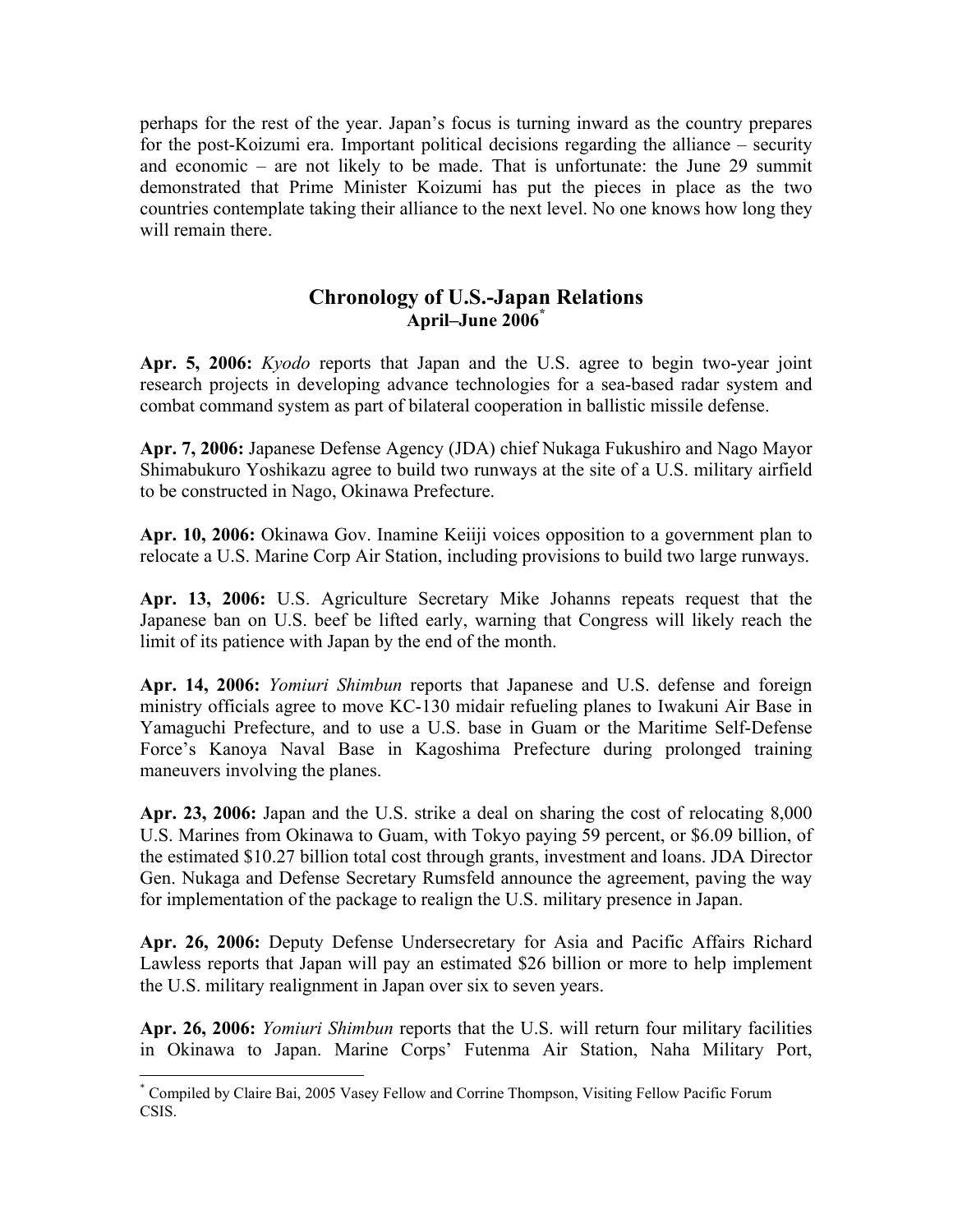perhaps for the rest of the year. Japan's focus is turning inward as the country prepares for the post-Koizumi era. Important political decisions regarding the alliance – security and economic – are not likely to be made. That is unfortunate: the June 29 summit demonstrated that Prime Minister Koizumi has put the pieces in place as the two countries contemplate taking their alliance to the next level. No one knows how long they will remain there.

## Chronology of U.S.-Japan Relations
### April–June 2006[*]

**Apr. 5, 2006:** *Kyodo* reports that Japan and the U.S. agree to begin two-year joint research projects in developing advance technologies for a sea-based radar system and combat command system as part of bilateral cooperation in ballistic missile defense.

**Apr. 7, 2006:** Japanese Defense Agency (JDA) chief Nukaga Fukushiro and Nago Mayor Shimabukuro Yoshikazu agree to build two runways at the site of a U.S. military airfield to be constructed in Nago, Okinawa Prefecture.

**Apr. 10, 2006:** Okinawa Gov. Inamine Keiiji voices opposition to a government plan to relocate a U.S. Marine Corp Air Station, including provisions to build two large runways.

**Apr. 13, 2006:** U.S. Agriculture Secretary Mike Johanns repeats request that the Japanese ban on U.S. beef be lifted early, warning that Congress will likely reach the limit of its patience with Japan by the end of the month.

**Apr. 14, 2006:** *Yomiuri Shimbun* reports that Japanese and U.S. defense and foreign ministry officials agree to move KC-130 midair refueling planes to Iwakuni Air Base in Yamaguchi Prefecture, and to use a U.S. base in Guam or the Maritime Self-Defense Force's Kanoya Naval Base in Kagoshima Prefecture during prolonged training maneuvers involving the planes.

**Apr. 23, 2006:** Japan and the U.S. strike a deal on sharing the cost of relocating 8,000 U.S. Marines from Okinawa to Guam, with Tokyo paying 59 percent, or \$6.09 billion, of the estimated \$10.27 billion total cost through grants, investment and loans. JDA Director Gen. Nukaga and Defense Secretary Rumsfeld announce the agreement, paving the way for implementation of the package to realign the U.S. military presence in Japan.

**Apr. 26, 2006:** Deputy Defense Undersecretary for Asia and Pacific Affairs Richard Lawless reports that Japan will pay an estimated \$26 billion or more to help implement the U.S. military realignment in Japan over six to seven years.

**Apr. 26, 2006:** *Yomiuri Shimbun* reports that the U.S. will return four military facilities in Okinawa to Japan. Marine Corps' Futenma Air Station, Naha Military Port,

[*] Compiled by Claire Bai, 2005 Vasey Fellow and Corrine Thompson, Visiting Fellow Pacific Forum CSIS.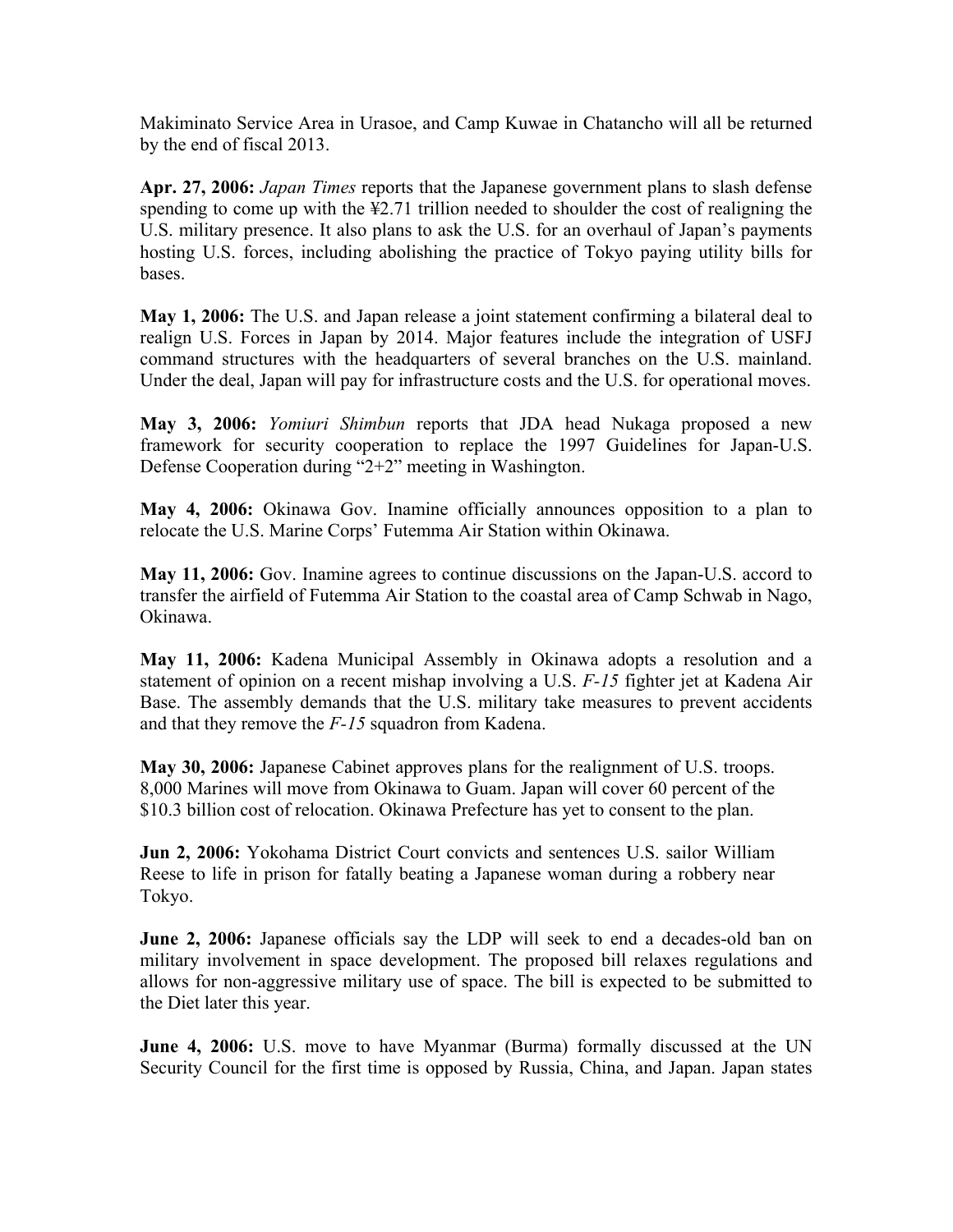Makiminato Service Area in Urasoe, and Camp Kuwae in Chatancho will all be returned by the end of fiscal 2013.

**Apr. 27, 2006:** *Japan Times* reports that the Japanese government plans to slash defense spending to come up with the ¥2.71 trillion needed to shoulder the cost of realigning the U.S. military presence. It also plans to ask the U.S. for an overhaul of Japan's payments hosting U.S. forces, including abolishing the practice of Tokyo paying utility bills for bases.

**May 1, 2006:** The U.S. and Japan release a joint statement confirming a bilateral deal to realign U.S. Forces in Japan by 2014. Major features include the integration of USFJ command structures with the headquarters of several branches on the U.S. mainland. Under the deal, Japan will pay for infrastructure costs and the U.S. for operational moves.

**May 3, 2006:** *Yomiuri Shimbun* reports that JDA head Nukaga proposed a new framework for security cooperation to replace the 1997 Guidelines for Japan-U.S. Defense Cooperation during "2+2" meeting in Washington.

**May 4, 2006:** Okinawa Gov. Inamine officially announces opposition to a plan to relocate the U.S. Marine Corps' Futemma Air Station within Okinawa.

**May 11, 2006:** Gov. Inamine agrees to continue discussions on the Japan-U.S. accord to transfer the airfield of Futemma Air Station to the coastal area of Camp Schwab in Nago, Okinawa.

**May 11, 2006:** Kadena Municipal Assembly in Okinawa adopts a resolution and a statement of opinion on a recent mishap involving a U.S. *F-15* fighter jet at Kadena Air Base. The assembly demands that the U.S. military take measures to prevent accidents and that they remove the *F-15* squadron from Kadena.

**May 30, 2006:** Japanese Cabinet approves plans for the realignment of U.S. troops. 8,000 Marines will move from Okinawa to Guam. Japan will cover 60 percent of the $10.3 billion cost of relocation. Okinawa Prefecture has yet to consent to the plan.

**Jun 2, 2006:** Yokohama District Court convicts and sentences U.S. sailor William Reese to life in prison for fatally beating a Japanese woman during a robbery near Tokyo.

**June 2, 2006:** Japanese officials say the LDP will seek to end a decades-old ban on military involvement in space development. The proposed bill relaxes regulations and allows for non-aggressive military use of space. The bill is expected to be submitted to the Diet later this year.

**June 4, 2006:** U.S. move to have Myanmar (Burma) formally discussed at the UN Security Council for the first time is opposed by Russia, China, and Japan. Japan states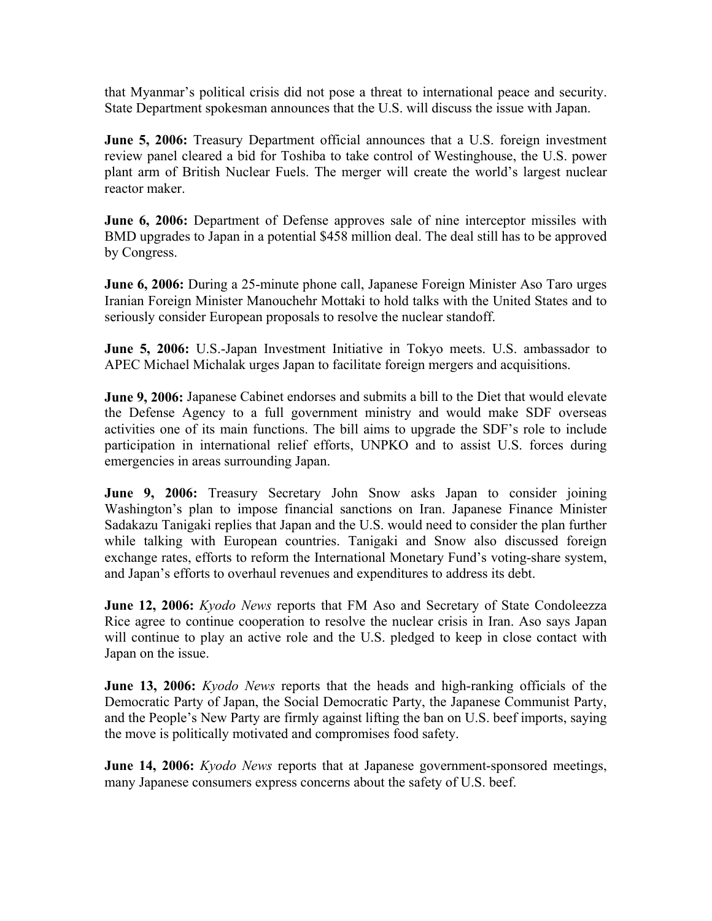that Myanmar's political crisis did not pose a threat to international peace and security. State Department spokesman announces that the U.S. will discuss the issue with Japan.

**June 5, 2006:** Treasury Department official announces that a U.S. foreign investment review panel cleared a bid for Toshiba to take control of Westinghouse, the U.S. power plant arm of British Nuclear Fuels. The merger will create the world's largest nuclear reactor maker.

**June 6, 2006:** Department of Defense approves sale of nine interceptor missiles with BMD upgrades to Japan in a potential $458 million deal. The deal still has to be approved by Congress.

**June 6, 2006:** During a 25-minute phone call, Japanese Foreign Minister Aso Taro urges Iranian Foreign Minister Manouchehr Mottaki to hold talks with the United States and to seriously consider European proposals to resolve the nuclear standoff.

**June 5, 2006:** U.S.-Japan Investment Initiative in Tokyo meets. U.S. ambassador to APEC Michael Michalak urges Japan to facilitate foreign mergers and acquisitions.

**June 9, 2006:** Japanese Cabinet endorses and submits a bill to the Diet that would elevate the Defense Agency to a full government ministry and would make SDF overseas activities one of its main functions. The bill aims to upgrade the SDF's role to include participation in international relief efforts, UNPKO and to assist U.S. forces during emergencies in areas surrounding Japan.

**June 9, 2006:** Treasury Secretary John Snow asks Japan to consider joining Washington's plan to impose financial sanctions on Iran. Japanese Finance Minister Sadakazu Tanigaki replies that Japan and the U.S. would need to consider the plan further while talking with European countries. Tanigaki and Snow also discussed foreign exchange rates, efforts to reform the International Monetary Fund's voting-share system, and Japan's efforts to overhaul revenues and expenditures to address its debt.

**June 12, 2006:** *Kyodo News* reports that FM Aso and Secretary of State Condoleezza Rice agree to continue cooperation to resolve the nuclear crisis in Iran. Aso says Japan will continue to play an active role and the U.S. pledged to keep in close contact with Japan on the issue.

**June 13, 2006:** *Kyodo News* reports that the heads and high-ranking officials of the Democratic Party of Japan, the Social Democratic Party, the Japanese Communist Party, and the People's New Party are firmly against lifting the ban on U.S. beef imports, saying the move is politically motivated and compromises food safety.

**June 14, 2006:** *Kyodo News* reports that at Japanese government-sponsored meetings, many Japanese consumers express concerns about the safety of U.S. beef.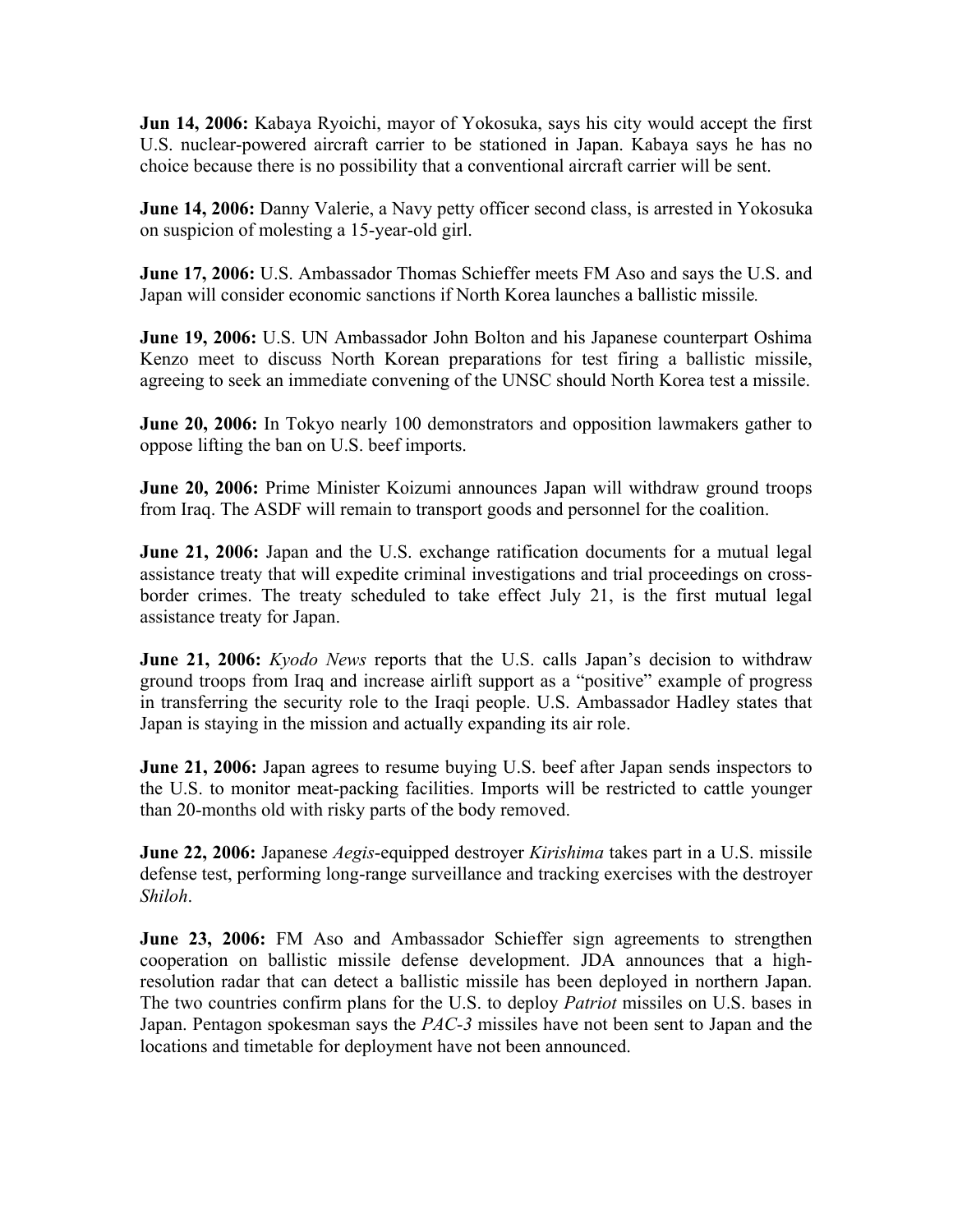**Jun 14, 2006:** Kabaya Ryoichi, mayor of Yokosuka, says his city would accept the first U.S. nuclear-powered aircraft carrier to be stationed in Japan. Kabaya says he has no choice because there is no possibility that a conventional aircraft carrier will be sent.

**June 14, 2006:** Danny Valerie, a Navy petty officer second class, is arrested in Yokosuka on suspicion of molesting a 15-year-old girl.

**June 17, 2006:** U.S. Ambassador Thomas Schieffer meets FM Aso and says the U.S. and Japan will consider economic sanctions if North Korea launches a ballistic missile*.*

**June 19, 2006:** U.S. UN Ambassador John Bolton and his Japanese counterpart Oshima Kenzo meet to discuss North Korean preparations for test firing a ballistic missile, agreeing to seek an immediate convening of the UNSC should North Korea test a missile.

**June 20, 2006:** In Tokyo nearly 100 demonstrators and opposition lawmakers gather to oppose lifting the ban on U.S. beef imports.

**June 20, 2006:** Prime Minister Koizumi announces Japan will withdraw ground troops from Iraq. The ASDF will remain to transport goods and personnel for the coalition.

**June 21, 2006:** Japan and the U.S. exchange ratification documents for a mutual legal assistance treaty that will expedite criminal investigations and trial proceedings on cross-border crimes. The treaty scheduled to take effect July 21, is the first mutual legal assistance treaty for Japan.

**June 21, 2006:** *Kyodo News* reports that the U.S. calls Japan's decision to withdraw ground troops from Iraq and increase airlift support as a "positive" example of progress in transferring the security role to the Iraqi people. U.S. Ambassador Hadley states that Japan is staying in the mission and actually expanding its air role.

**June 21, 2006:** Japan agrees to resume buying U.S. beef after Japan sends inspectors to the U.S. to monitor meat-packing facilities. Imports will be restricted to cattle younger than 20-months old with risky parts of the body removed.

**June 22, 2006:** Japanese *Aegis*-equipped destroyer *Kirishima* takes part in a U.S. missile defense test, performing long-range surveillance and tracking exercises with the destroyer *Shiloh*.

**June 23, 2006:** FM Aso and Ambassador Schieffer sign agreements to strengthen cooperation on ballistic missile defense development. JDA announces that a high-resolution radar that can detect a ballistic missile has been deployed in northern Japan. The two countries confirm plans for the U.S. to deploy *Patriot* missiles on U.S. bases in Japan. Pentagon spokesman says the *PAC-3* missiles have not been sent to Japan and the locations and timetable for deployment have not been announced.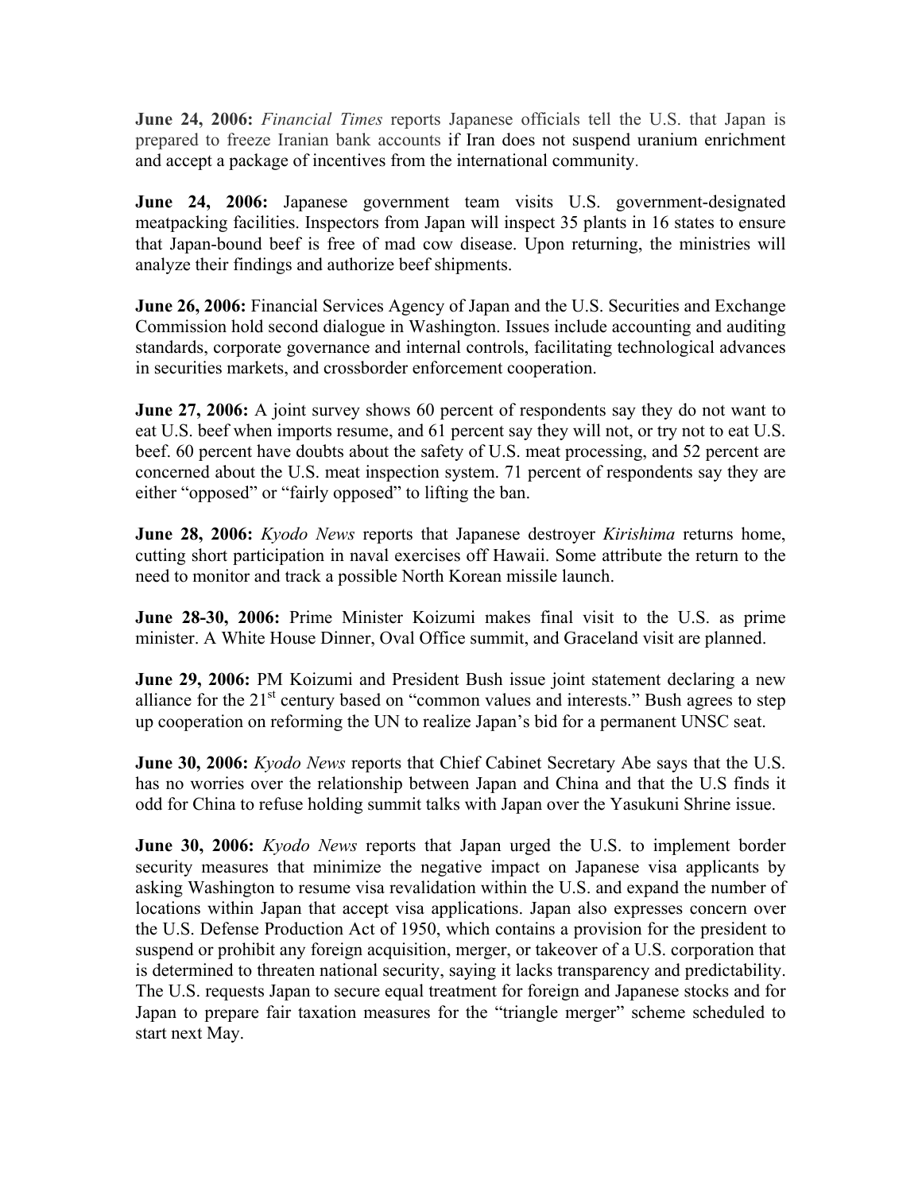**June 24, 2006:** *Financial Times* reports Japanese officials tell the U.S. that Japan is prepared to freeze Iranian bank accounts if Iran does not suspend uranium enrichment and accept a package of incentives from the international community.

**June 24, 2006:** Japanese government team visits U.S. government-designated meatpacking facilities. Inspectors from Japan will inspect 35 plants in 16 states to ensure that Japan-bound beef is free of mad cow disease. Upon returning, the ministries will analyze their findings and authorize beef shipments.

**June 26, 2006:** Financial Services Agency of Japan and the U.S. Securities and Exchange Commission hold second dialogue in Washington. Issues include accounting and auditing standards, corporate governance and internal controls, facilitating technological advances in securities markets, and crossborder enforcement cooperation.

**June 27, 2006:** A joint survey shows 60 percent of respondents say they do not want to eat U.S. beef when imports resume, and 61 percent say they will not, or try not to eat U.S. beef. 60 percent have doubts about the safety of U.S. meat processing, and 52 percent are concerned about the U.S. meat inspection system. 71 percent of respondents say they are either "opposed" or "fairly opposed" to lifting the ban.

**June 28, 2006:** *Kyodo News* reports that Japanese destroyer *Kirishima* returns home, cutting short participation in naval exercises off Hawaii. Some attribute the return to the need to monitor and track a possible North Korean missile launch.

**June 28-30, 2006:** Prime Minister Koizumi makes final visit to the U.S. as prime minister. A White House Dinner, Oval Office summit, and Graceland visit are planned.

**June 29, 2006:** PM Koizumi and President Bush issue joint statement declaring a new alliance for the 21st century based on "common values and interests." Bush agrees to step up cooperation on reforming the UN to realize Japan's bid for a permanent UNSC seat.

**June 30, 2006:** *Kyodo News* reports that Chief Cabinet Secretary Abe says that the U.S. has no worries over the relationship between Japan and China and that the U.S finds it odd for China to refuse holding summit talks with Japan over the Yasukuni Shrine issue.

**June 30, 2006:** *Kyodo News* reports that Japan urged the U.S. to implement border security measures that minimize the negative impact on Japanese visa applicants by asking Washington to resume visa revalidation within the U.S. and expand the number of locations within Japan that accept visa applications. Japan also expresses concern over the U.S. Defense Production Act of 1950, which contains a provision for the president to suspend or prohibit any foreign acquisition, merger, or takeover of a U.S. corporation that is determined to threaten national security, saying it lacks transparency and predictability. The U.S. requests Japan to secure equal treatment for foreign and Japanese stocks and for Japan to prepare fair taxation measures for the "triangle merger" scheme scheduled to start next May.